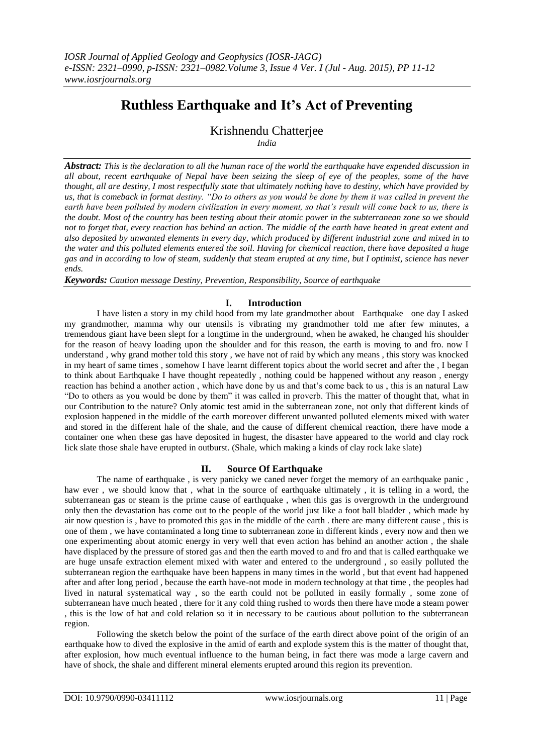# Ruthless Earthquake and It's Act of Preventing

Krishnendu Chatterjee

*India*

---

***Abstract:*** *This is the declaration to all the human race of the world the earthquake have expended discussion in all about, recent earthquake of Nepal have been seizing the sleep of eye of the peoples, some of the have thought, all are destiny, I most respectfully state that ultimately nothing have to destiny, which have provided by us, that is comeback in format destiny. "Do to others as you would be done by them it was called in prevent the earth have been polluted by modern civilization in every moment, so that's result will come back to us, there is the doubt. Most of the country has been testing about their atomic power in the subterranean zone so we should not to forget that, every reaction has behind an action. The middle of the earth have heated in great extent and also deposited by unwanted elements in every day, which produced by different industrial zone and mixed in to the water and this polluted elements entered the soil. Having for chemical reaction, there have deposited a huge gas and in according to low of steam, suddenly that steam erupted at any time, but I optimist, science has never ends.*

***Keywords:*** *Caution message Destiny, Prevention, Responsibility, Source of earthquake*

---

## I. Introduction

I have listen a story in my child hood from my late grandmother about Earthquake one day I asked my grandmother, mamma why our utensils is vibrating my grandmother told me after few minutes, a tremendous giant have been slept for a longtime in the underground, when he awaked, he changed his shoulder for the reason of heavy loading upon the shoulder and for this reason, the earth is moving to and fro. now I understand , why grand mother told this story , we have not of raid by which any means , this story was knocked in my heart of same times , somehow I have learnt different topics about the world secret and after the , I began to think about Earthquake I have thought repeatedly , nothing could be happened without any reason , energy reaction has behind a another action , which have done by us and that's come back to us , this is an natural Law "Do to others as you would be done by them" it was called in proverb. This the matter of thought that, what in our Contribution to the nature? Only atomic test amid in the subterranean zone, not only that different kinds of explosion happened in the middle of the earth moreover different unwanted polluted elements mixed with water and stored in the different hale of the shale, and the cause of different chemical reaction, there have mode a container one when these gas have deposited in hugest, the disaster have appeared to the world and clay rock lick slate those shale have erupted in outburst. (Shale, which making a kinds of clay rock lake slate)

## II. Source Of Earthquake

The name of earthquake , is very panicky we caned never forget the memory of an earthquake panic , haw ever , we should know that , what in the source of earthquake ultimately , it is telling in a word, the subterranean gas or steam is the prime cause of earthquake , when this gas is overgrowth in the underground only then the devastation has come out to the people of the world just like a foot ball bladder , which made by air now question is , have to promoted this gas in the middle of the earth . there are many different cause , this is one of them , we have contaminated a long time to subterranean zone in different kinds , every now and then we one experimenting about atomic energy in very well that even action has behind an another action , the shale have displaced by the pressure of stored gas and then the earth moved to and fro and that is called earthquake we are huge unsafe extraction element mixed with water and entered to the underground , so easily polluted the subterranean region the earthquake have been happens in many times in the world , but that event had happened after and after long period , because the earth have-not mode in modern technology at that time , the peoples had lived in natural systematical way , so the earth could not be polluted in easily formally , some zone of subterranean have much heated , there for it any cold thing rushed to words then there have mode a steam power , this is the low of hat and cold relation so it in necessary to be cautious about pollution to the subterranean region.

Following the sketch below the point of the surface of the earth direct above point of the origin of an earthquake how to dived the explosive in the amid of earth and explode system this is the matter of thought that, after explosion, how much eventual influence to the human being, in fact there was mode a large cavern and have of shock, the shale and different mineral elements erupted around this region its prevention.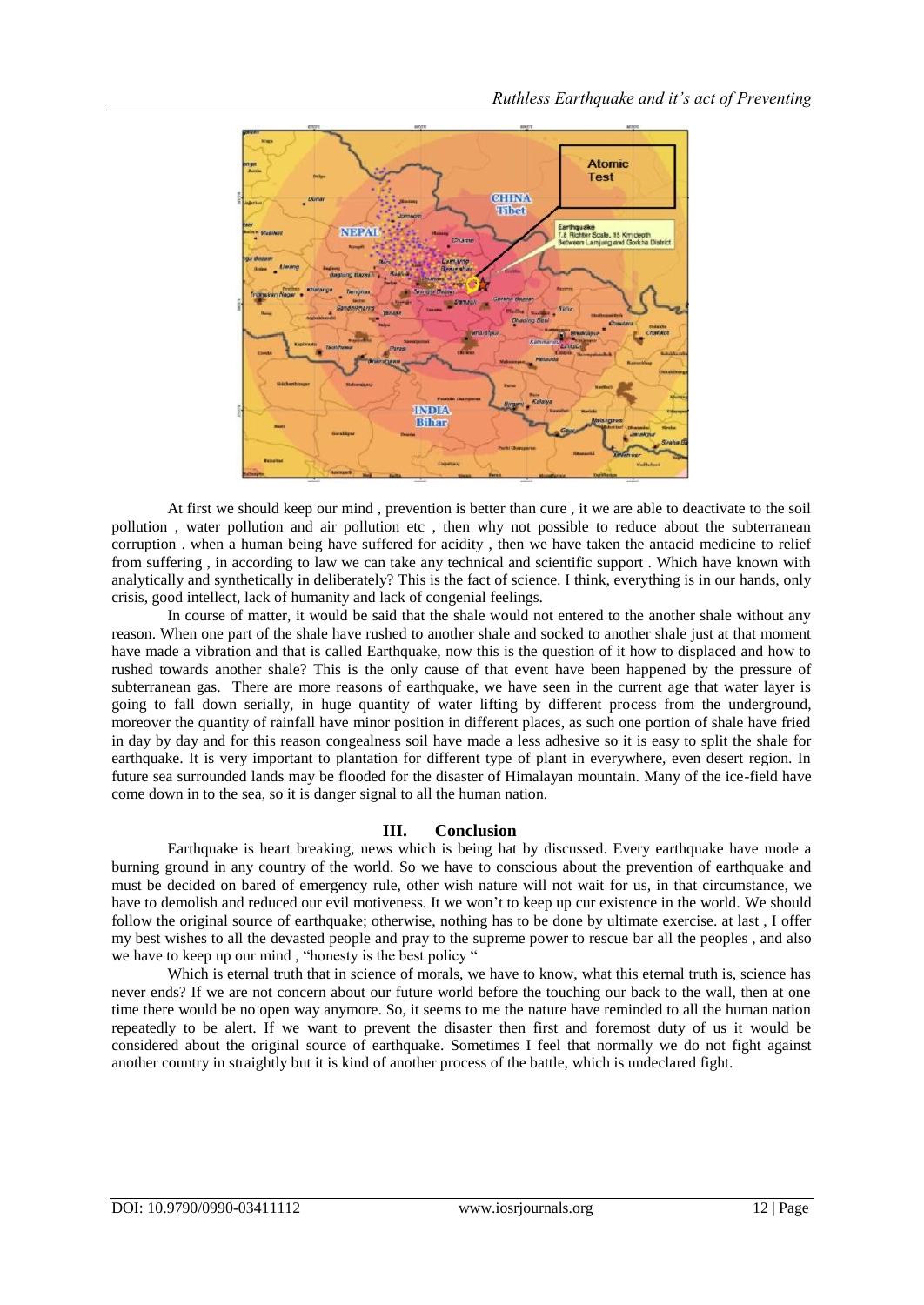At first we should keep our mind , prevention is better than cure , it we are able to deactivate to the soil pollution , water pollution and air pollution etc , then why not possible to reduce about the subterranean corruption . when a human being have suffered for acidity , then we have taken the antacid medicine to relief from suffering , in according to law we can take any technical and scientific support . Which have known with analytically and synthetically in deliberately? This is the fact of science. I think, everything is in our hands, only crisis, good intellect, lack of humanity and lack of congenial feelings.

In course of matter, it would be said that the shale would not entered to the another shale without any reason. When one part of the shale have rushed to another shale and socked to another shale just at that moment have made a vibration and that is called Earthquake, now this is the question of it how to displaced and how to rushed towards another shale? This is the only cause of that event have been happened by the pressure of subterranean gas. There are more reasons of earthquake, we have seen in the current age that water layer is going to fall down serially, in huge quantity of water lifting by different process from the underground, moreover the quantity of rainfall have minor position in different places, as such one portion of shale have fried in day by day and for this reason congealness soil have made a less adhesive so it is easy to split the shale for earthquake. It is very important to plantation for different type of plant in everywhere, even desert region. In future sea surrounded lands may be flooded for the disaster of Himalayan mountain. Many of the ice-field have come down in to the sea, so it is danger signal to all the human nation.

## III. Conclusion

Earthquake is heart breaking, news which is being hat by discussed. Every earthquake have mode a burning ground in any country of the world. So we have to conscious about the prevention of earthquake and must be decided on bared of emergency rule, other wish nature will not wait for us, in that circumstance, we have to demolish and reduced our evil motiveness. It we won't to keep up cur existence in the world. We should follow the original source of earthquake; otherwise, nothing has to be done by ultimate exercise. at last , I offer my best wishes to all the devasted people and pray to the supreme power to rescue bar all the peoples , and also we have to keep up our mind , "honesty is the best policy "

Which is eternal truth that in science of morals, we have to know, what this eternal truth is, science has never ends? If we are not concern about our future world before the touching our back to the wall, then at one time there would be no open way anymore. So, it seems to me the nature have reminded to all the human nation repeatedly to be alert. If we want to prevent the disaster then first and foremost duty of us it would be considered about the original source of earthquake. Sometimes I feel that normally we do not fight against another country in straightly but it is kind of another process of the battle, which is undeclared fight.